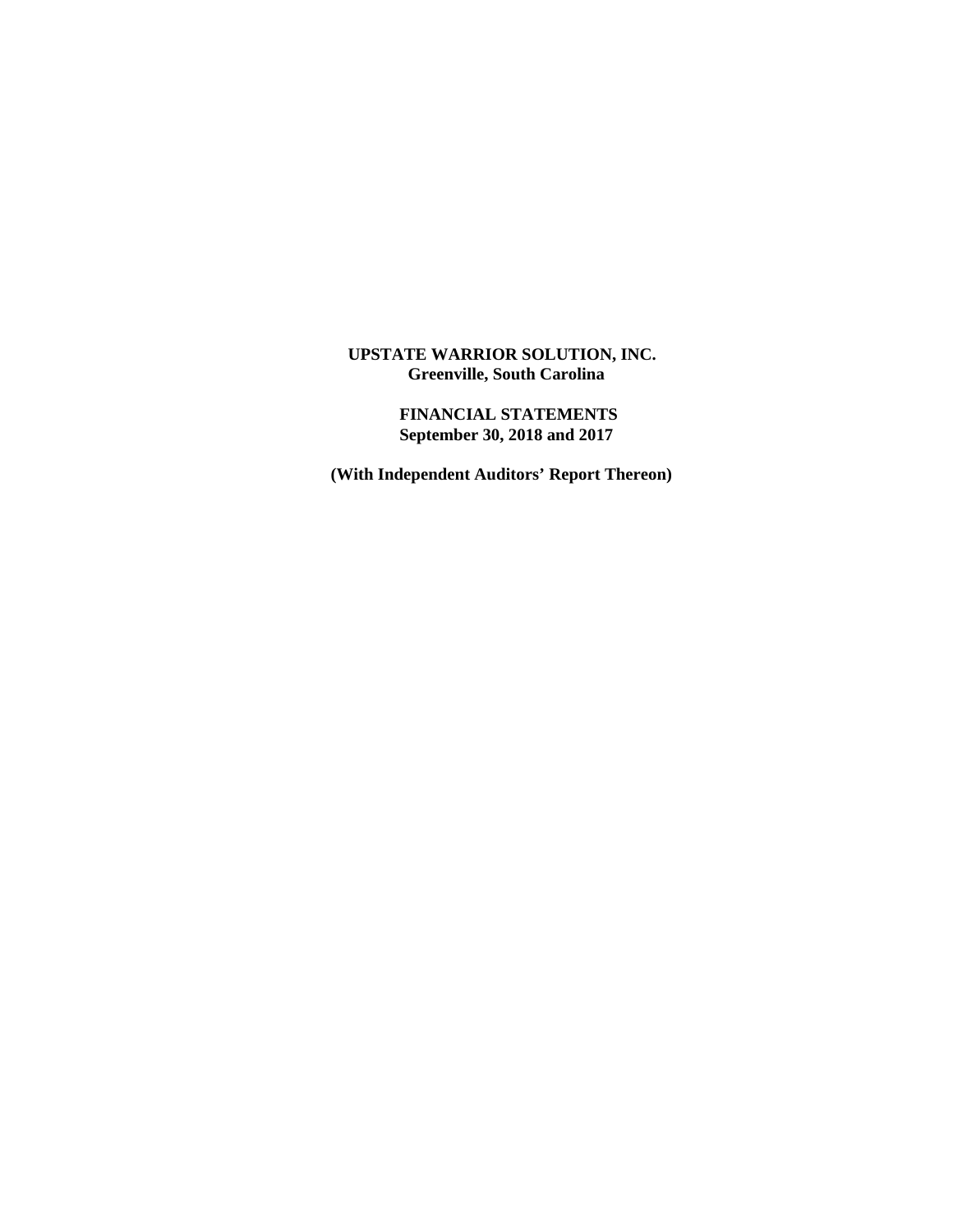**UPSTATE WARRIOR SOLUTION, INC.**
**Greenville, South Carolina**

**FINANCIAL STATEMENTS**
**September 30, 2018 and 2017**

**(With Independent Auditors' Report Thereon)**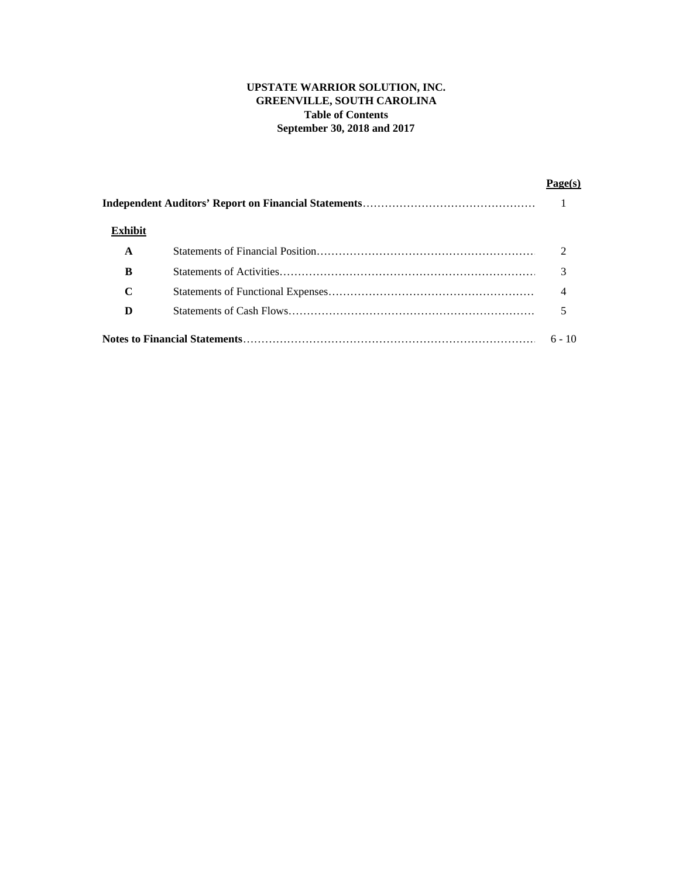**UPSTATE WARRIOR SOLUTION, INC.**
**GREENVILLE, SOUTH CAROLINA**
**Table of Contents**
**September 30, 2018 and 2017**

| | | Page(s) |
|---|---|---|
| **Independent Auditors' Report on Financial Statements** | | 1 |
| **Exhibit** | | |
| **A** | Statements of Financial Position | 2 |
| **B** | Statements of Activities | 3 |
| **C** | Statements of Functional Expenses | 4 |
| **D** | Statements of Cash Flows | 5 |
| **Notes to Financial Statements** | | 6 - 10 |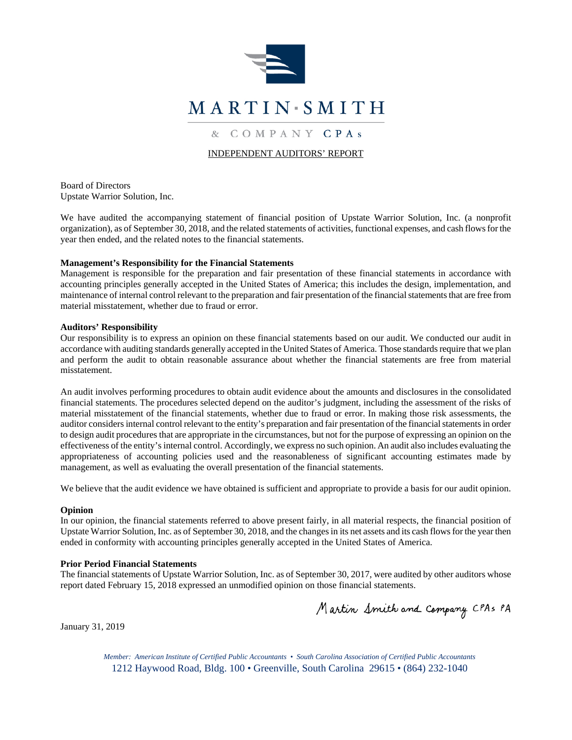# MARTIN·SMITH

& COMPANY CPAs

## INDEPENDENT AUDITORS' REPORT

Board of Directors
Upstate Warrior Solution, Inc.

We have audited the accompanying statement of financial position of Upstate Warrior Solution, Inc. (a nonprofit organization), as of September 30, 2018, and the related statements of activities, functional expenses, and cash flows for the year then ended, and the related notes to the financial statements.

**Management's Responsibility for the Financial Statements**
Management is responsible for the preparation and fair presentation of these financial statements in accordance with accounting principles generally accepted in the United States of America; this includes the design, implementation, and maintenance of internal control relevant to the preparation and fair presentation of the financial statements that are free from material misstatement, whether due to fraud or error.

**Auditors' Responsibility**
Our responsibility is to express an opinion on these financial statements based on our audit. We conducted our audit in accordance with auditing standards generally accepted in the United States of America. Those standards require that we plan and perform the audit to obtain reasonable assurance about whether the financial statements are free from material misstatement.

An audit involves performing procedures to obtain audit evidence about the amounts and disclosures in the consolidated financial statements. The procedures selected depend on the auditor's judgment, including the assessment of the risks of material misstatement of the financial statements, whether due to fraud or error. In making those risk assessments, the auditor considers internal control relevant to the entity's preparation and fair presentation of the financial statements in order to design audit procedures that are appropriate in the circumstances, but not for the purpose of expressing an opinion on the effectiveness of the entity's internal control. Accordingly, we express no such opinion. An audit also includes evaluating the appropriateness of accounting policies used and the reasonableness of significant accounting estimates made by management, as well as evaluating the overall presentation of the financial statements.

We believe that the audit evidence we have obtained is sufficient and appropriate to provide a basis for our audit opinion.

**Opinion**
In our opinion, the financial statements referred to above present fairly, in all material respects, the financial position of Upstate Warrior Solution, Inc. as of September 30, 2018, and the changes in its net assets and its cash flows for the year then ended in conformity with accounting principles generally accepted in the United States of America.

**Prior Period Financial Statements**
The financial statements of Upstate Warrior Solution, Inc. as of September 30, 2017, were audited by other auditors whose report dated February 15, 2018 expressed an unmodified opinion on those financial statements.

Martin Smith and Company CPAs PA

January 31, 2019

*Member: American Institute of Certified Public Accountants • South Carolina Association of Certified Public Accountants*
1212 Haywood Road, Bldg. 100 • Greenville, South Carolina 29615 • (864) 232-1040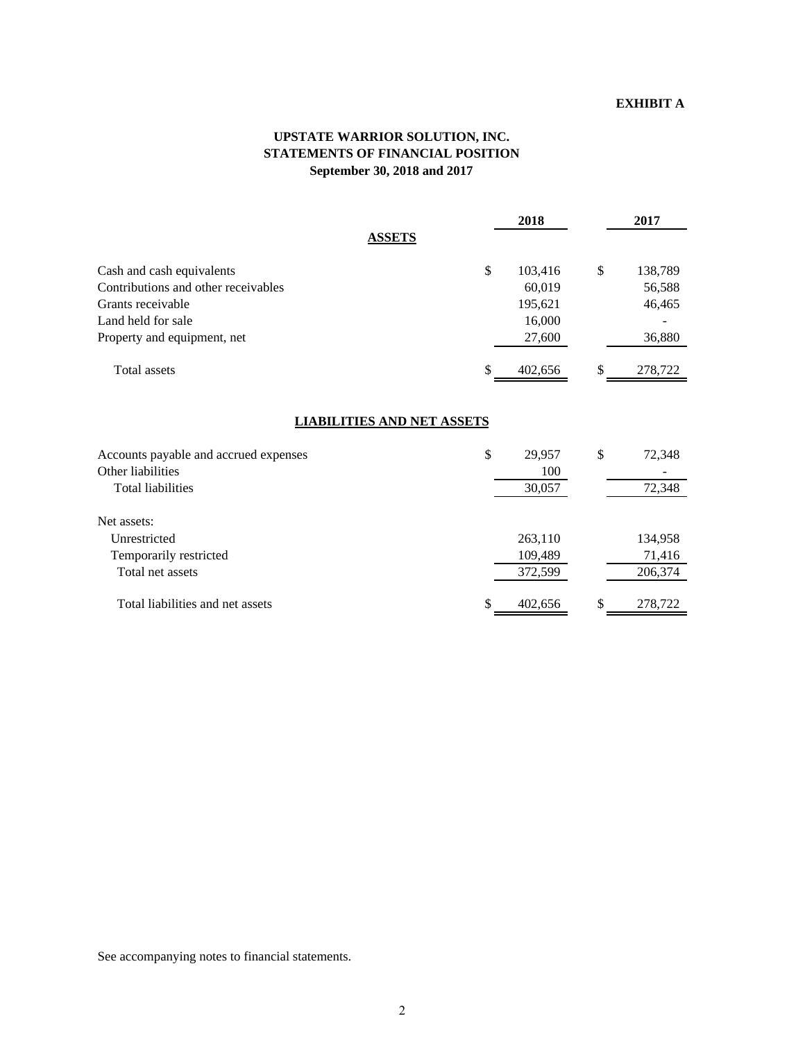**EXHIBIT A**

# UPSTATE WARRIOR SOLUTION, INC.
## STATEMENTS OF FINANCIAL POSITION
### September 30, 2018 and 2017

| | 2018 | 2017 |
|---|---|---|
| **ASSETS** | | |
| Cash and cash equivalents | $ 103,416 | $ 138,789 |
| Contributions and other receivables | 60,019 | 56,588 |
| Grants receivable | 195,621 | 46,465 |
| Land held for sale | 16,000 | - |
| Property and equipment, net | 27,600 | 36,880 |
| Total assets | $ 402,656 | $ 278,722 |
| **LIABILITIES AND NET ASSETS** | | |
| Accounts payable and accrued expenses | $ 29,957 | $ 72,348 |
| Other liabilities | 100 | - |
| Total liabilities | 30,057 | 72,348 |
| Net assets: | | |
| Unrestricted | 263,110 | 134,958 |
| Temporarily restricted | 109,489 | 71,416 |
| Total net assets | 372,599 | 206,374 |
| Total liabilities and net assets | $ 402,656 | $ 278,722 |

See accompanying notes to financial statements.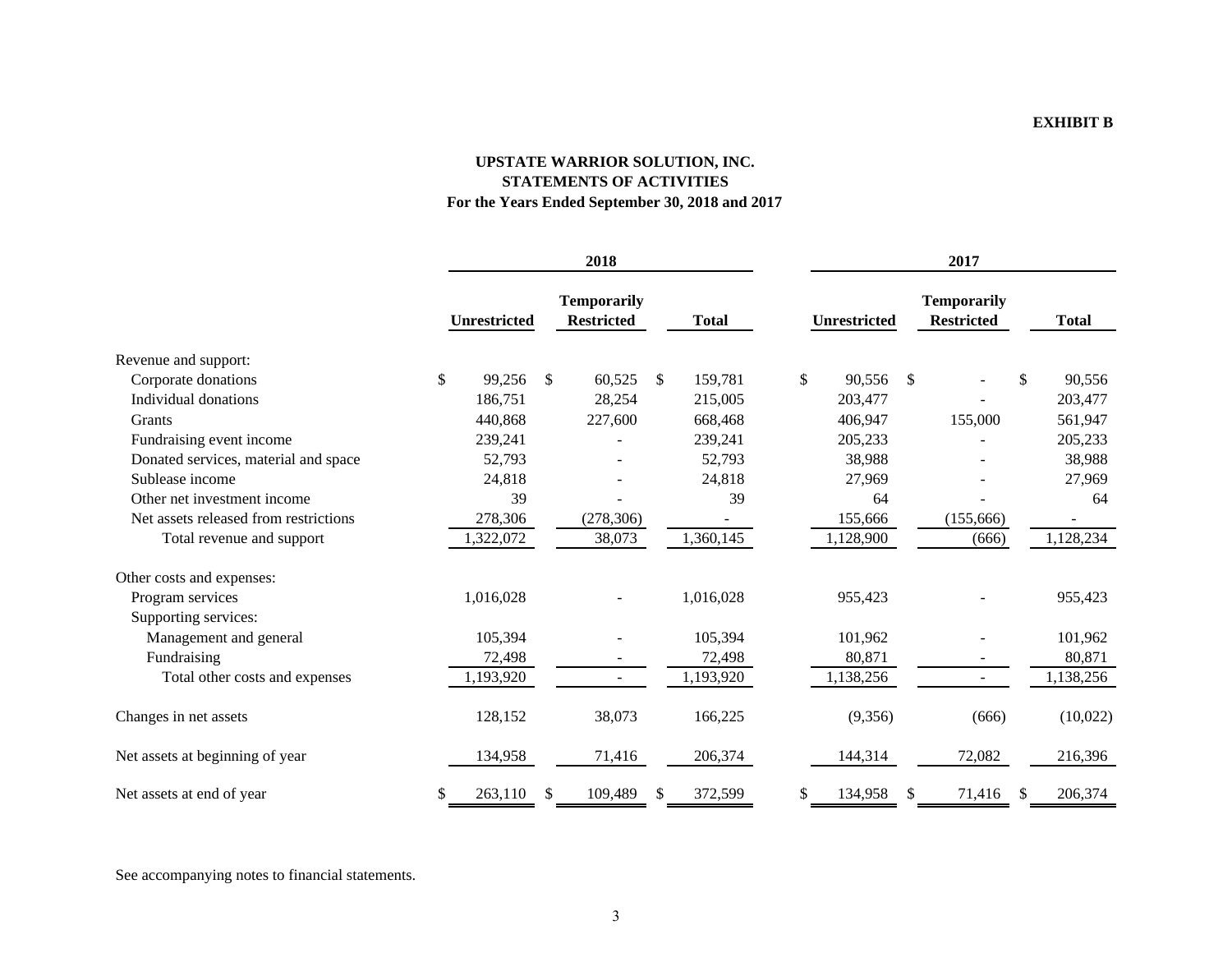**EXHIBIT B**

# UPSTATE WARRIOR SOLUTION, INC.
## STATEMENTS OF ACTIVITIES
### For the Years Ended September 30, 2018 and 2017

| | 2018 | | | 2017 | | |
|---|---|---|---|---|---|---|
| | **Unrestricted** | **Temporarily Restricted** | **Total** | **Unrestricted** | **Temporarily Restricted** | **Total** |
| Revenue and support: | | | | | | |
| Corporate donations | $ 99,256 | $ 60,525 | $ 159,781 | $ 90,556 | $ - | $ 90,556 |
| Individual donations | 186,751 | 28,254 | 215,005 | 203,477 | - | 203,477 |
| Grants | 440,868 | 227,600 | 668,468 | 406,947 | 155,000 | 561,947 |
| Fundraising event income | 239,241 | - | 239,241 | 205,233 | - | 205,233 |
| Donated services, material and space | 52,793 | - | 52,793 | 38,988 | - | 38,988 |
| Sublease income | 24,818 | - | 24,818 | 27,969 | - | 27,969 |
| Other net investment income | 39 | - | 39 | 64 | - | 64 |
| Net assets released from restrictions | 278,306 | (278,306) | - | 155,666 | (155,666) | - |
| Total revenue and support | 1,322,072 | 38,073 | 1,360,145 | 1,128,900 | (666) | 1,128,234 |
| Other costs and expenses: | | | | | | |
| Program services | 1,016,028 | - | 1,016,028 | 955,423 | - | 955,423 |
| Supporting services: | | | | | | |
| Management and general | 105,394 | - | 105,394 | 101,962 | - | 101,962 |
| Fundraising | 72,498 | - | 72,498 | 80,871 | - | 80,871 |
| Total other costs and expenses | 1,193,920 | - | 1,193,920 | 1,138,256 | - | 1,138,256 |
| Changes in net assets | 128,152 | 38,073 | 166,225 | (9,356) | (666) | (10,022) |
| Net assets at beginning of year | 134,958 | 71,416 | 206,374 | 144,314 | 72,082 | 216,396 |
| Net assets at end of year | $ 263,110 | $ 109,489 | $ 372,599 | $ 134,958 | $ 71,416 | $ 206,374 |

See accompanying notes to financial statements.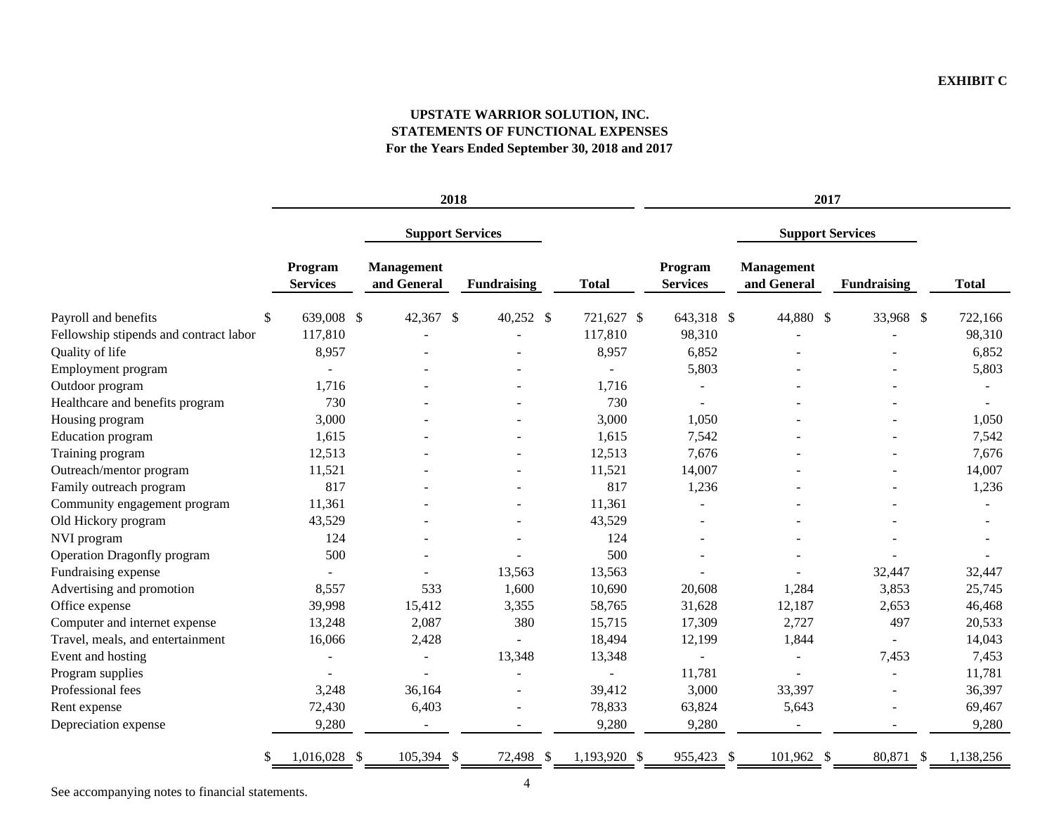**EXHIBIT C**

**UPSTATE WARRIOR SOLUTION, INC.**
**STATEMENTS OF FUNCTIONAL EXPENSES**
**For the Years Ended September 30, 2018 and 2017**

| | 2018 | | | | 2017 | | | |
|---|---|---|---|---|---|---|---|---|
| | | Support Services | | | | Support Services | | |
| | Program Services | Management and General | Fundraising | Total | Program Services | Management and General | Fundraising | Total |
| Payroll and benefits | $ 639,008 | $ 42,367 | $ 40,252 | $ 721,627 | $ 643,318 | $ 44,880 | $ 33,968 | $ 722,166 |
| Fellowship stipends and contract labor | 117,810 | - | - | 117,810 | 98,310 | - | - | 98,310 |
| Quality of life | 8,957 | - | - | 8,957 | 6,852 | - | - | 6,852 |
| Employment program | - | - | - | - | 5,803 | - | - | 5,803 |
| Outdoor program | 1,716 | - | - | 1,716 | - | - | - | - |
| Healthcare and benefits program | 730 | - | - | 730 | - | - | - | - |
| Housing program | 3,000 | - | - | 3,000 | 1,050 | - | - | 1,050 |
| Education program | 1,615 | - | - | 1,615 | 7,542 | - | - | 7,542 |
| Training program | 12,513 | - | - | 12,513 | 7,676 | - | - | 7,676 |
| Outreach/mentor program | 11,521 | - | - | 11,521 | 14,007 | - | - | 14,007 |
| Family outreach program | 817 | - | - | 817 | 1,236 | - | - | 1,236 |
| Community engagement program | 11,361 | - | - | 11,361 | - | - | - | - |
| Old Hickory program | 43,529 | - | - | 43,529 | - | - | - | - |
| NVI program | 124 | - | - | 124 | - | - | - | - |
| Operation Dragonfly program | 500 | - | - | 500 | - | - | - | - |
| Fundraising expense | - | - | 13,563 | 13,563 | - | - | 32,447 | 32,447 |
| Advertising and promotion | 8,557 | 533 | 1,600 | 10,690 | 20,608 | 1,284 | 3,853 | 25,745 |
| Office expense | 39,998 | 15,412 | 3,355 | 58,765 | 31,628 | 12,187 | 2,653 | 46,468 |
| Computer and internet expense | 13,248 | 2,087 | 380 | 15,715 | 17,309 | 2,727 | 497 | 20,533 |
| Travel, meals, and entertainment | 16,066 | 2,428 | - | 18,494 | 12,199 | 1,844 | - | 14,043 |
| Event and hosting | - | - | 13,348 | 13,348 | - | - | 7,453 | 7,453 |
| Program supplies | - | - | - | - | 11,781 | - | - | 11,781 |
| Professional fees | 3,248 | 36,164 | - | 39,412 | 3,000 | 33,397 | - | 36,397 |
| Rent expense | 72,430 | 6,403 | - | 78,833 | 63,824 | 5,643 | - | 69,467 |
| Depreciation expense | 9,280 | - | - | 9,280 | 9,280 | - | - | 9,280 |
| | $ 1,016,028 | $ 105,394 | $ 72,498 | $ 1,193,920 | $ 955,423 | $ 101,962 | $ 80,871 | $ 1,138,256 |

See accompanying notes to financial statements.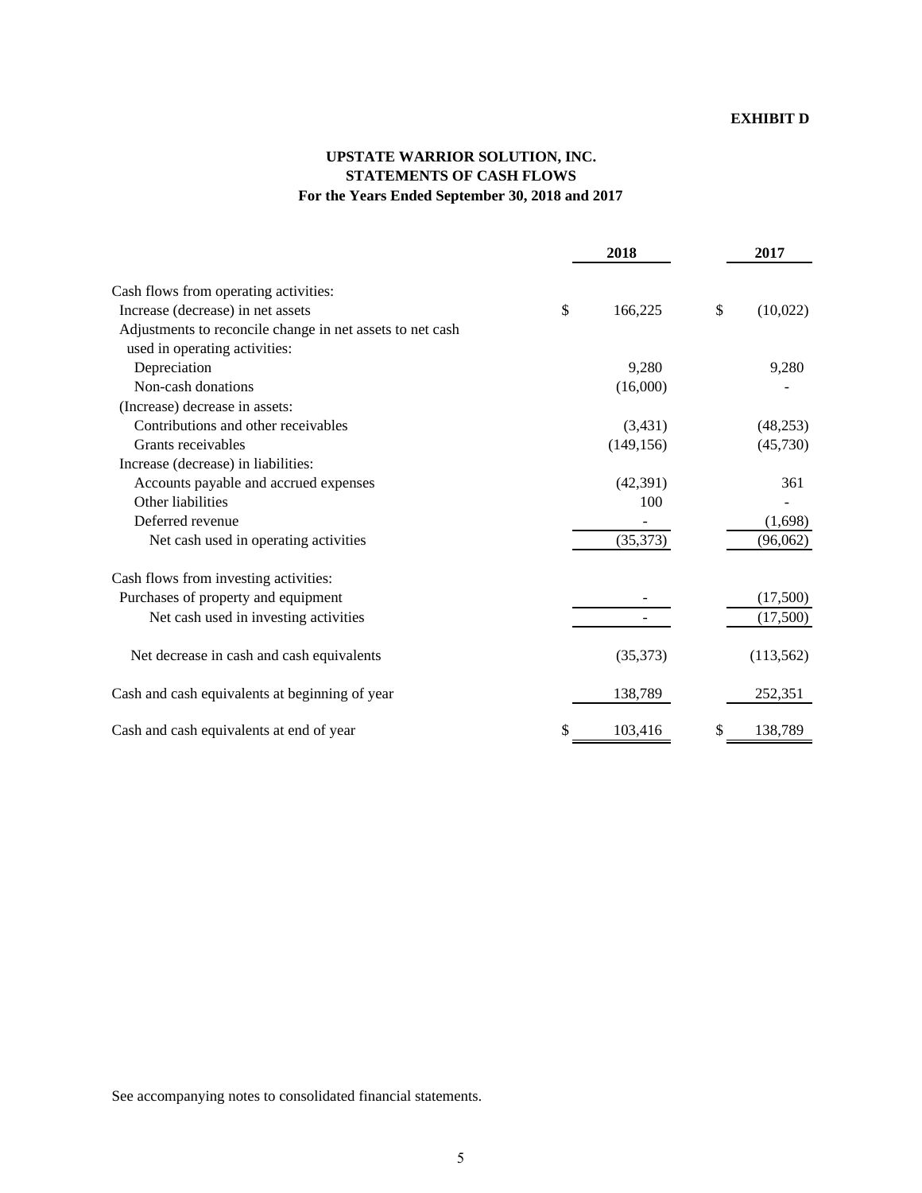**EXHIBIT D**

## UPSTATE WARRIOR SOLUTION, INC.
## STATEMENTS OF CASH FLOWS
### For the Years Ended September 30, 2018 and 2017

| | 2018 | 2017 |
|---|---|---|
| Cash flows from operating activities: | | |
| Increase (decrease) in net assets | $ 166,225 | $ (10,022) |
| Adjustments to reconcile change in net assets to net cash used in operating activities: | | |
| Depreciation | 9,280 | 9,280 |
| Non-cash donations | (16,000) | - |
| (Increase) decrease in assets: | | |
| Contributions and other receivables | (3,431) | (48,253) |
| Grants receivables | (149,156) | (45,730) |
| Increase (decrease) in liabilities: | | |
| Accounts payable and accrued expenses | (42,391) | 361 |
| Other liabilities | 100 | - |
| Deferred revenue | - | (1,698) |
| Net cash used in operating activities | (35,373) | (96,062) |
| Cash flows from investing activities: | | |
| Purchases of property and equipment | - | (17,500) |
| Net cash used in investing activities | - | (17,500) |
| Net decrease in cash and cash equivalents | (35,373) | (113,562) |
| Cash and cash equivalents at beginning of year | 138,789 | 252,351 |
| Cash and cash equivalents at end of year | $ 103,416 | $ 138,789 |

See accompanying notes to consolidated financial statements.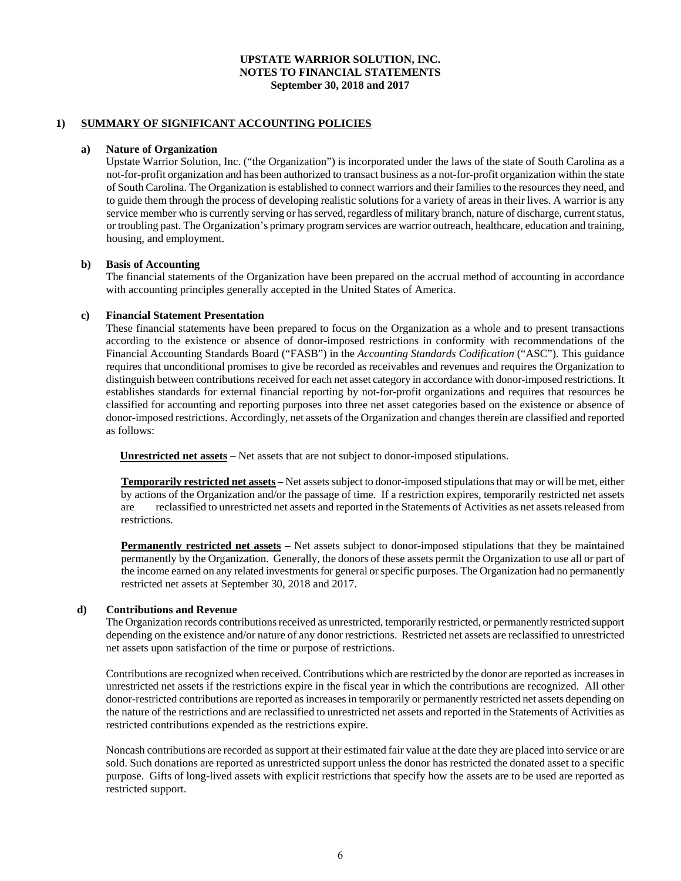# UPSTATE WARRIOR SOLUTION, INC.
## NOTES TO FINANCIAL STATEMENTS
### September 30, 2018 and 2017

## 1) SUMMARY OF SIGNIFICANT ACCOUNTING POLICIES

### a) Nature of Organization

Upstate Warrior Solution, Inc. ("the Organization") is incorporated under the laws of the state of South Carolina as a not-for-profit organization and has been authorized to transact business as a not-for-profit organization within the state of South Carolina. The Organization is established to connect warriors and their families to the resources they need, and to guide them through the process of developing realistic solutions for a variety of areas in their lives. A warrior is any service member who is currently serving or has served, regardless of military branch, nature of discharge, current status, or troubling past. The Organization's primary program services are warrior outreach, healthcare, education and training, housing, and employment.

### b) Basis of Accounting

The financial statements of the Organization have been prepared on the accrual method of accounting in accordance with accounting principles generally accepted in the United States of America.

### c) Financial Statement Presentation

These financial statements have been prepared to focus on the Organization as a whole and to present transactions according to the existence or absence of donor-imposed restrictions in conformity with recommendations of the Financial Accounting Standards Board ("FASB") in the *Accounting Standards Codification* ("ASC"). This guidance requires that unconditional promises to give be recorded as receivables and revenues and requires the Organization to distinguish between contributions received for each net asset category in accordance with donor-imposed restrictions. It establishes standards for external financial reporting by not-for-profit organizations and requires that resources be classified for accounting and reporting purposes into three net asset categories based on the existence or absence of donor-imposed restrictions. Accordingly, net assets of the Organization and changes therein are classified and reported as follows:

**Unrestricted net assets** – Net assets that are not subject to donor-imposed stipulations.

**Temporarily restricted net assets** – Net assets subject to donor-imposed stipulations that may or will be met, either by actions of the Organization and/or the passage of time. If a restriction expires, temporarily restricted net assets are reclassified to unrestricted net assets and reported in the Statements of Activities as net assets released from restrictions.

**Permanently restricted net assets** – Net assets subject to donor-imposed stipulations that they be maintained permanently by the Organization. Generally, the donors of these assets permit the Organization to use all or part of the income earned on any related investments for general or specific purposes. The Organization had no permanently restricted net assets at September 30, 2018 and 2017.

### d) Contributions and Revenue

The Organization records contributions received as unrestricted, temporarily restricted, or permanently restricted support depending on the existence and/or nature of any donor restrictions. Restricted net assets are reclassified to unrestricted net assets upon satisfaction of the time or purpose of restrictions.

Contributions are recognized when received. Contributions which are restricted by the donor are reported as increases in unrestricted net assets if the restrictions expire in the fiscal year in which the contributions are recognized. All other donor-restricted contributions are reported as increases in temporarily or permanently restricted net assets depending on the nature of the restrictions and are reclassified to unrestricted net assets and reported in the Statements of Activities as restricted contributions expended as the restrictions expire.

Noncash contributions are recorded as support at their estimated fair value at the date they are placed into service or are sold. Such donations are reported as unrestricted support unless the donor has restricted the donated asset to a specific purpose. Gifts of long-lived assets with explicit restrictions that specify how the assets are to be used are reported as restricted support.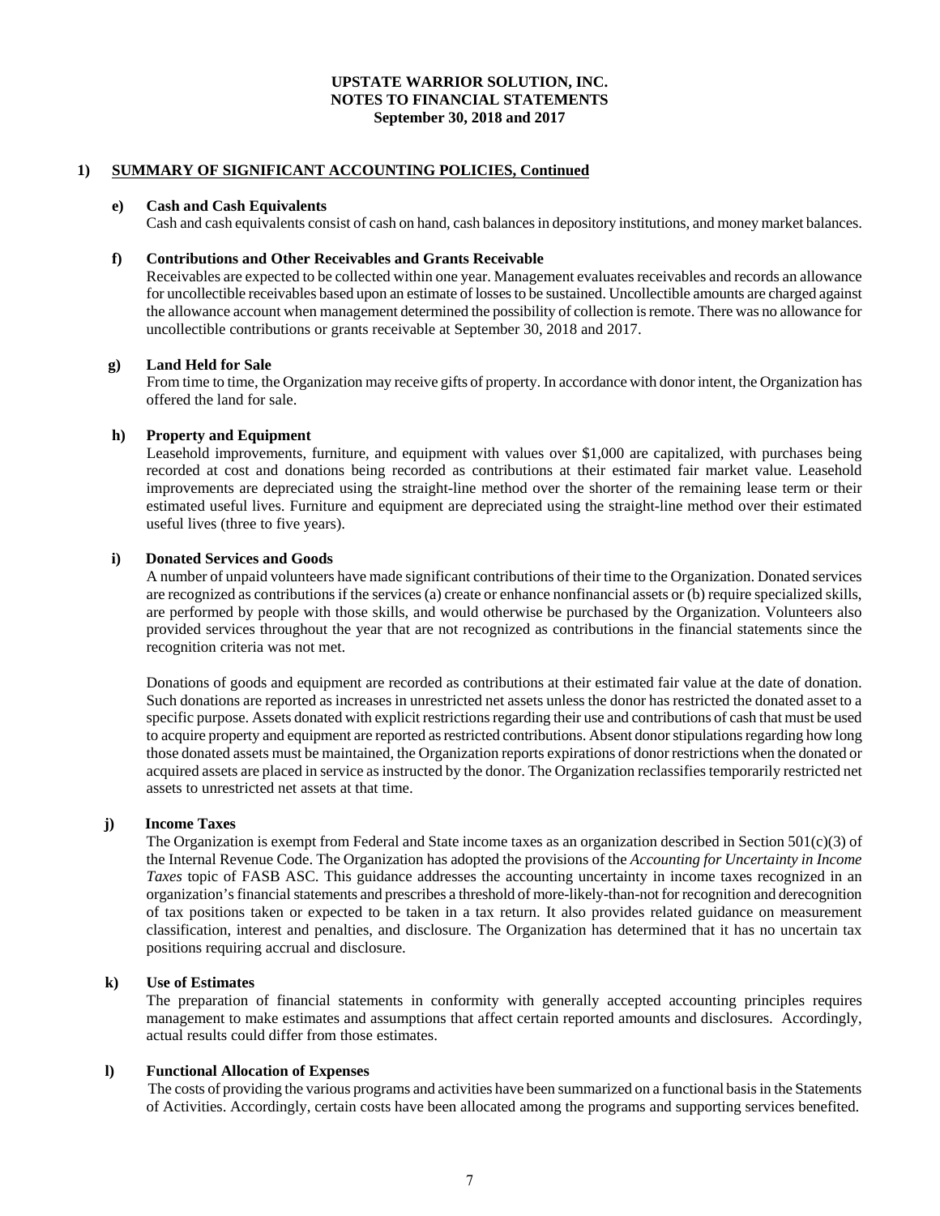**UPSTATE WARRIOR SOLUTION, INC.**
**NOTES TO FINANCIAL STATEMENTS**
**September 30, 2018 and 2017**

## 1) SUMMARY OF SIGNIFICANT ACCOUNTING POLICIES, Continued

### e) Cash and Cash Equivalents

Cash and cash equivalents consist of cash on hand, cash balances in depository institutions, and money market balances.

### f) Contributions and Other Receivables and Grants Receivable

Receivables are expected to be collected within one year. Management evaluates receivables and records an allowance for uncollectible receivables based upon an estimate of losses to be sustained. Uncollectible amounts are charged against the allowance account when management determined the possibility of collection is remote. There was no allowance for uncollectible contributions or grants receivable at September 30, 2018 and 2017.

### g) Land Held for Sale

From time to time, the Organization may receive gifts of property. In accordance with donor intent, the Organization has offered the land for sale.

### h) Property and Equipment

Leasehold improvements, furniture, and equipment with values over $1,000 are capitalized, with purchases being recorded at cost and donations being recorded as contributions at their estimated fair market value. Leasehold improvements are depreciated using the straight-line method over the shorter of the remaining lease term or their estimated useful lives. Furniture and equipment are depreciated using the straight-line method over their estimated useful lives (three to five years).

### i) Donated Services and Goods

A number of unpaid volunteers have made significant contributions of their time to the Organization. Donated services are recognized as contributions if the services (a) create or enhance nonfinancial assets or (b) require specialized skills, are performed by people with those skills, and would otherwise be purchased by the Organization. Volunteers also provided services throughout the year that are not recognized as contributions in the financial statements since the recognition criteria was not met.

Donations of goods and equipment are recorded as contributions at their estimated fair value at the date of donation. Such donations are reported as increases in unrestricted net assets unless the donor has restricted the donated asset to a specific purpose. Assets donated with explicit restrictions regarding their use and contributions of cash that must be used to acquire property and equipment are reported as restricted contributions. Absent donor stipulations regarding how long those donated assets must be maintained, the Organization reports expirations of donor restrictions when the donated or acquired assets are placed in service as instructed by the donor. The Organization reclassifies temporarily restricted net assets to unrestricted net assets at that time.

### j) Income Taxes

The Organization is exempt from Federal and State income taxes as an organization described in Section 501(c)(3) of the Internal Revenue Code. The Organization has adopted the provisions of the *Accounting for Uncertainty in Income Taxes* topic of FASB ASC. This guidance addresses the accounting uncertainty in income taxes recognized in an organization's financial statements and prescribes a threshold of more-likely-than-not for recognition and derecognition of tax positions taken or expected to be taken in a tax return. It also provides related guidance on measurement classification, interest and penalties, and disclosure. The Organization has determined that it has no uncertain tax positions requiring accrual and disclosure.

### k) Use of Estimates

The preparation of financial statements in conformity with generally accepted accounting principles requires management to make estimates and assumptions that affect certain reported amounts and disclosures. Accordingly, actual results could differ from those estimates.

### l) Functional Allocation of Expenses

The costs of providing the various programs and activities have been summarized on a functional basis in the Statements of Activities. Accordingly, certain costs have been allocated among the programs and supporting services benefited.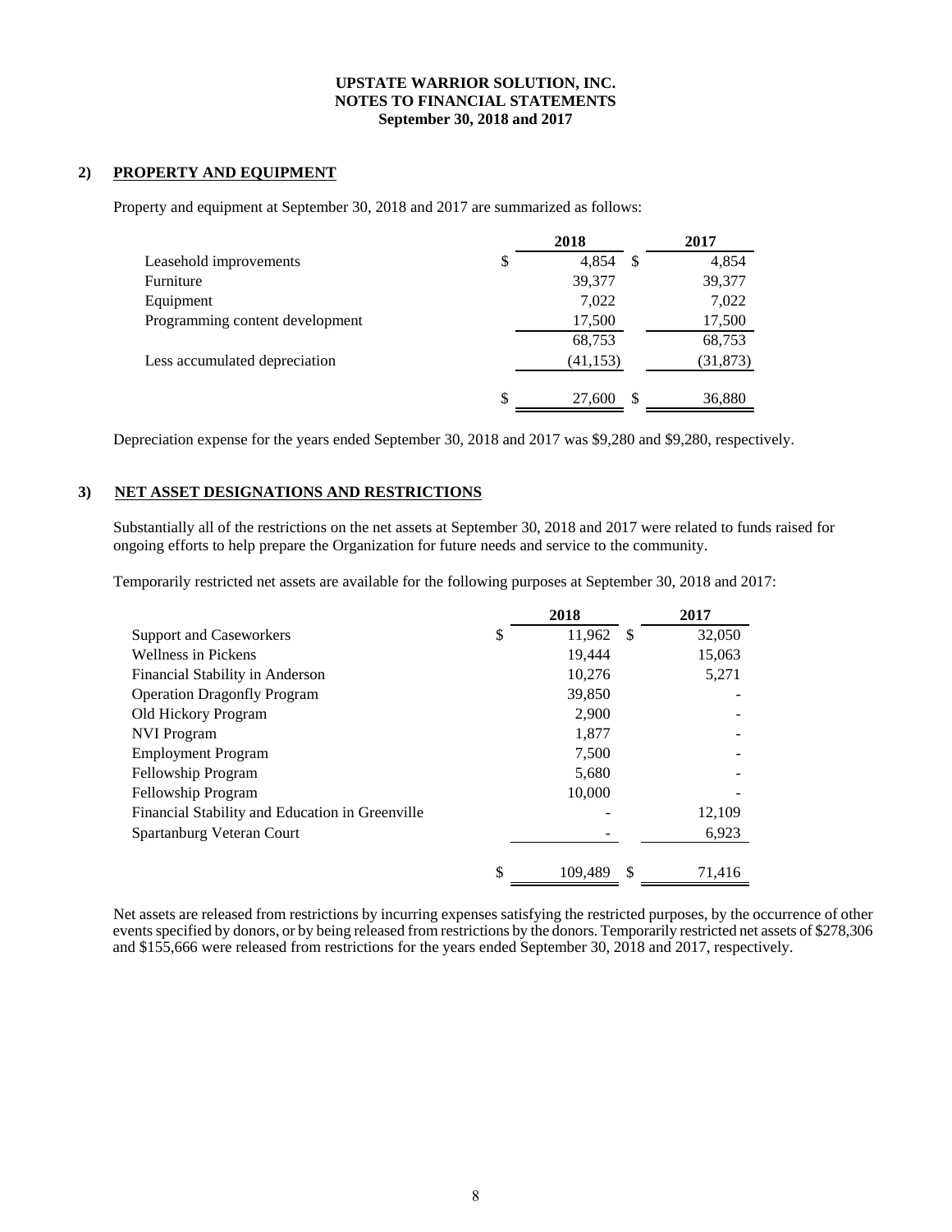## 2) PROPERTY AND EQUIPMENT

Property and equipment at September 30, 2018 and 2017 are summarized as follows:

| | 2018 | 2017 |
|---|---|---|
| Leasehold improvements | $ 4,854 | $ 4,854 |
| Furniture | 39,377 | 39,377 |
| Equipment | 7,022 | 7,022 |
| Programming content development | 17,500 | 17,500 |
| | 68,753 | 68,753 |
| Less accumulated depreciation | (41,153) | (31,873) |
| | $ 27,600 | $ 36,880 |

Depreciation expense for the years ended September 30, 2018 and 2017 was $9,280 and $9,280, respectively.

## 3) NET ASSET DESIGNATIONS AND RESTRICTIONS

Substantially all of the restrictions on the net assets at September 30, 2018 and 2017 were related to funds raised for ongoing efforts to help prepare the Organization for future needs and service to the community.

Temporarily restricted net assets are available for the following purposes at September 30, 2018 and 2017:

| | 2018 | 2017 |
|---|---|---|
| Support and Caseworkers | $ 11,962 | $ 32,050 |
| Wellness in Pickens | 19,444 | 15,063 |
| Financial Stability in Anderson | 10,276 | 5,271 |
| Operation Dragonfly Program | 39,850 | - |
| Old Hickory Program | 2,900 | - |
| NVI Program | 1,877 | - |
| Employment Program | 7,500 | - |
| Fellowship Program | 5,680 | - |
| Fellowship Program | 10,000 | - |
| Financial Stability and Education in Greenville | - | 12,109 |
| Spartanburg Veteran Court | - | 6,923 |
| | $ 109,489 | $ 71,416 |

Net assets are released from restrictions by incurring expenses satisfying the restricted purposes, by the occurrence of other events specified by donors, or by being released from restrictions by the donors. Temporarily restricted net assets of $278,306 and $155,666 were released from restrictions for the years ended September 30, 2018 and 2017, respectively.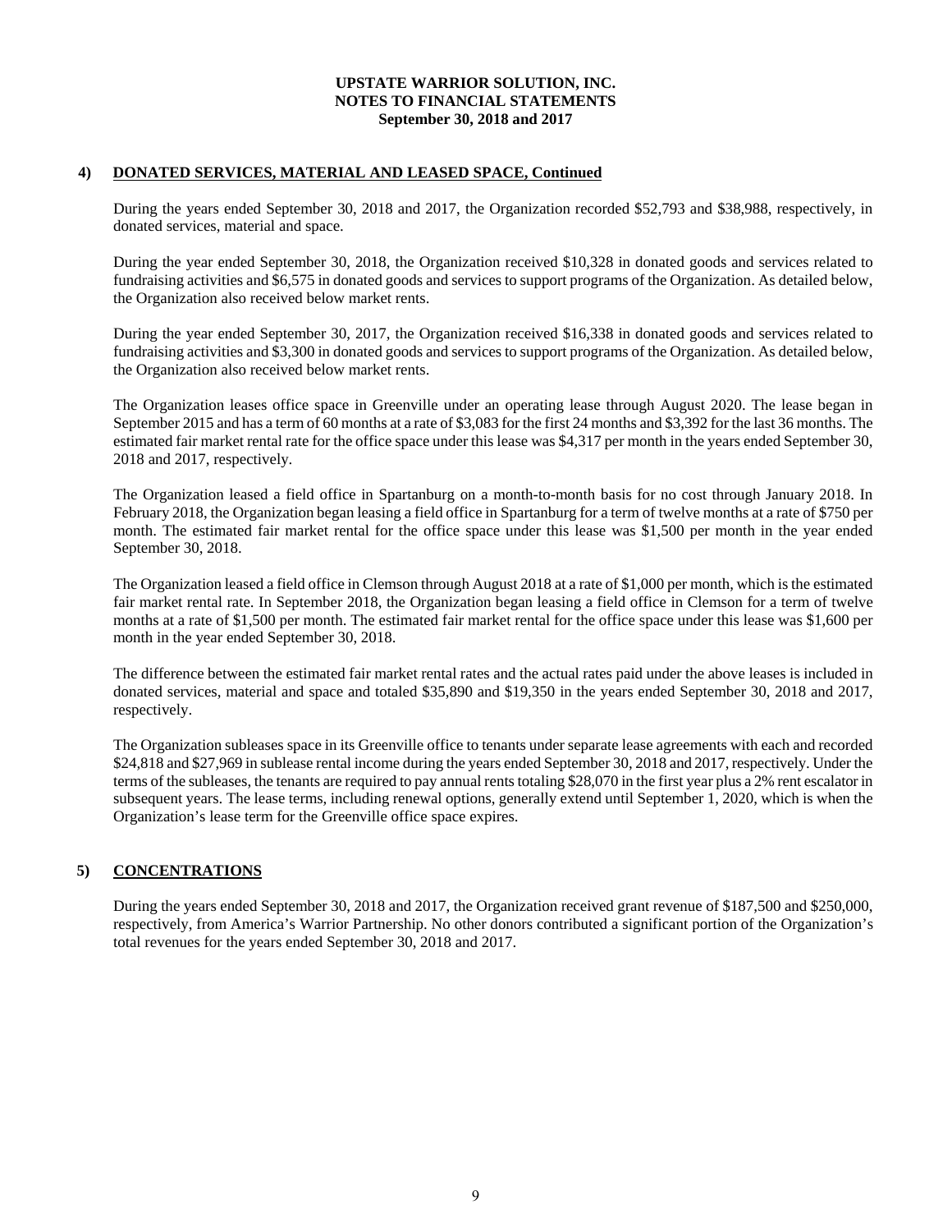# UPSTATE WARRIOR SOLUTION, INC.
## NOTES TO FINANCIAL STATEMENTS
### September 30, 2018 and 2017

**4) DONATED SERVICES, MATERIAL AND LEASED SPACE, Continued**

During the years ended September 30, 2018 and 2017, the Organization recorded $52,793 and $38,988, respectively, in donated services, material and space.

During the year ended September 30, 2018, the Organization received $10,328 in donated goods and services related to fundraising activities and $6,575 in donated goods and services to support programs of the Organization. As detailed below, the Organization also received below market rents.

During the year ended September 30, 2017, the Organization received $16,338 in donated goods and services related to fundraising activities and $3,300 in donated goods and services to support programs of the Organization. As detailed below, the Organization also received below market rents.

The Organization leases office space in Greenville under an operating lease through August 2020. The lease began in September 2015 and has a term of 60 months at a rate of $3,083 for the first 24 months and $3,392 for the last 36 months. The estimated fair market rental rate for the office space under this lease was $4,317 per month in the years ended September 30, 2018 and 2017, respectively.

The Organization leased a field office in Spartanburg on a month-to-month basis for no cost through January 2018. In February 2018, the Organization began leasing a field office in Spartanburg for a term of twelve months at a rate of $750 per month. The estimated fair market rental for the office space under this lease was $1,500 per month in the year ended September 30, 2018.

The Organization leased a field office in Clemson through August 2018 at a rate of $1,000 per month, which is the estimated fair market rental rate. In September 2018, the Organization began leasing a field office in Clemson for a term of twelve months at a rate of $1,500 per month. The estimated fair market rental for the office space under this lease was $1,600 per month in the year ended September 30, 2018.

The difference between the estimated fair market rental rates and the actual rates paid under the above leases is included in donated services, material and space and totaled $35,890 and $19,350 in the years ended September 30, 2018 and 2017, respectively.

The Organization subleases space in its Greenville office to tenants under separate lease agreements with each and recorded $24,818 and $27,969 in sublease rental income during the years ended September 30, 2018 and 2017, respectively. Under the terms of the subleases, the tenants are required to pay annual rents totaling $28,070 in the first year plus a 2% rent escalator in subsequent years. The lease terms, including renewal options, generally extend until September 1, 2020, which is when the Organization's lease term for the Greenville office space expires.

**5) CONCENTRATIONS**

During the years ended September 30, 2018 and 2017, the Organization received grant revenue of $187,500 and $250,000, respectively, from America's Warrior Partnership. No other donors contributed a significant portion of the Organization's total revenues for the years ended September 30, 2018 and 2017.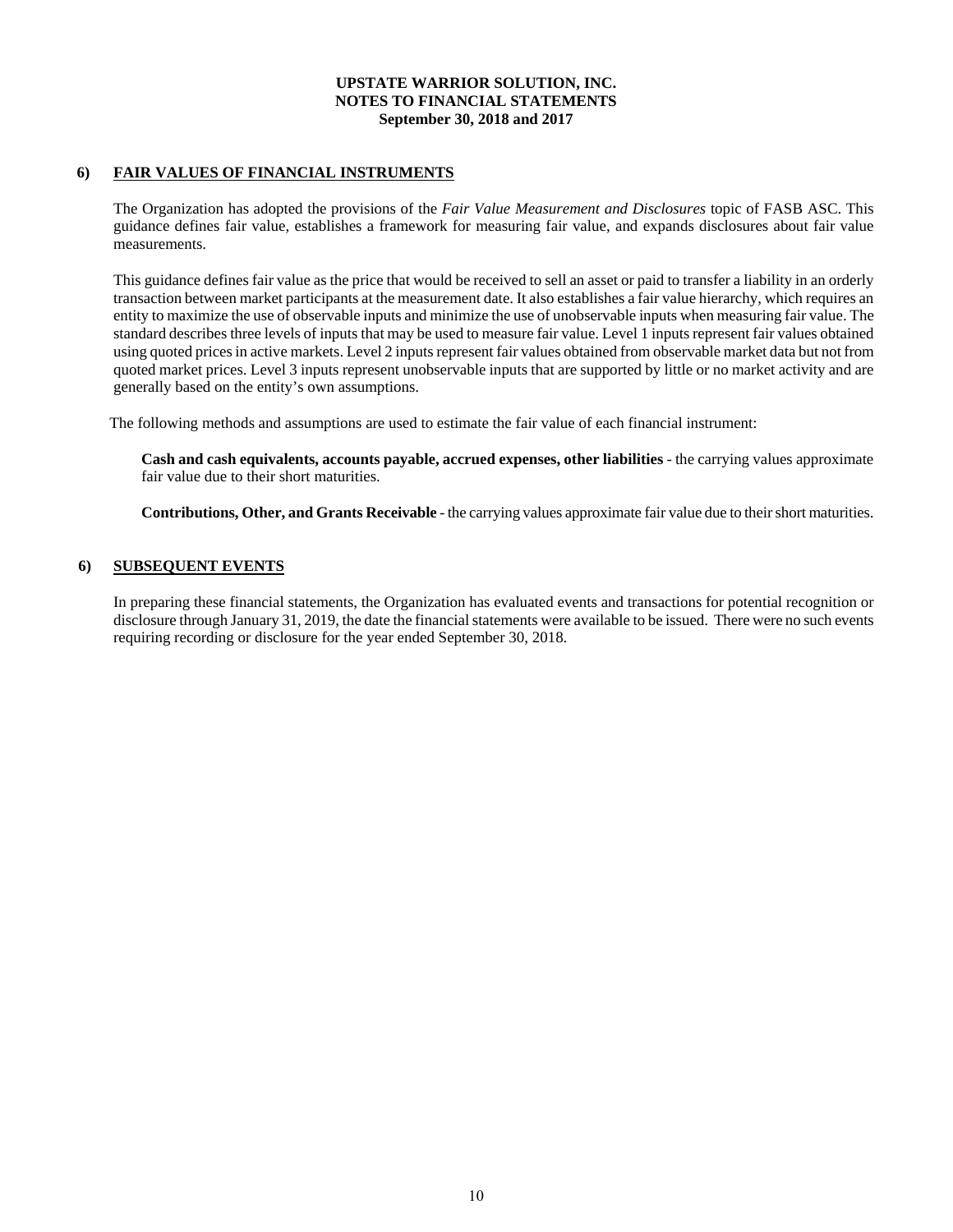**UPSTATE WARRIOR SOLUTION, INC.**
**NOTES TO FINANCIAL STATEMENTS**
**September 30, 2018 and 2017**

## 6) FAIR VALUES OF FINANCIAL INSTRUMENTS

The Organization has adopted the provisions of the *Fair Value Measurement and Disclosures* topic of FASB ASC. This guidance defines fair value, establishes a framework for measuring fair value, and expands disclosures about fair value measurements.

This guidance defines fair value as the price that would be received to sell an asset or paid to transfer a liability in an orderly transaction between market participants at the measurement date. It also establishes a fair value hierarchy, which requires an entity to maximize the use of observable inputs and minimize the use of unobservable inputs when measuring fair value. The standard describes three levels of inputs that may be used to measure fair value. Level 1 inputs represent fair values obtained using quoted prices in active markets. Level 2 inputs represent fair values obtained from observable market data but not from quoted market prices. Level 3 inputs represent unobservable inputs that are supported by little or no market activity and are generally based on the entity's own assumptions.

The following methods and assumptions are used to estimate the fair value of each financial instrument:

**Cash and cash equivalents, accounts payable, accrued expenses, other liabilities** - the carrying values approximate fair value due to their short maturities.

**Contributions, Other, and Grants Receivable** - the carrying values approximate fair value due to their short maturities.

## 6) SUBSEQUENT EVENTS

In preparing these financial statements, the Organization has evaluated events and transactions for potential recognition or disclosure through January 31, 2019, the date the financial statements were available to be issued. There were no such events requiring recording or disclosure for the year ended September 30, 2018.